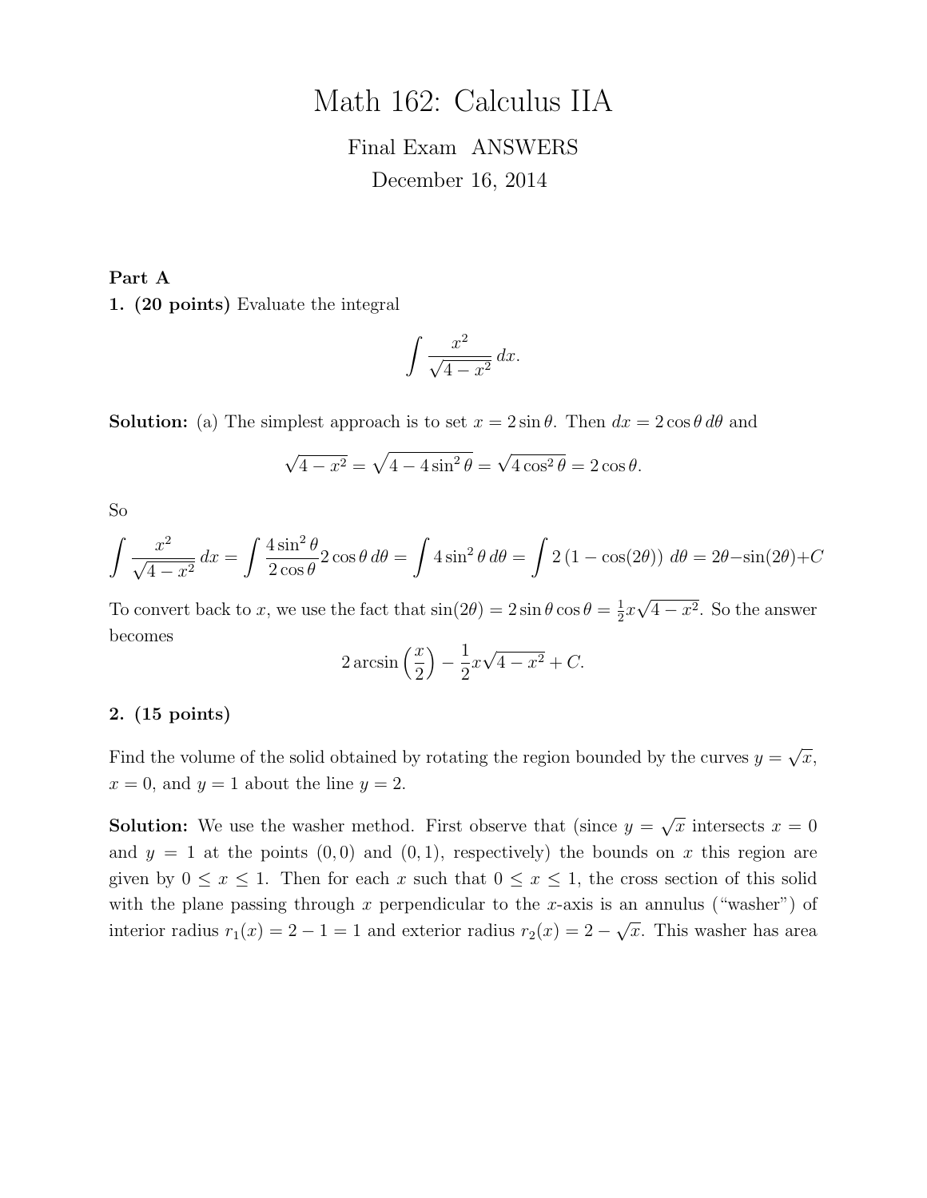# Math 162: Calculus IIA

Final Exam ANSWERS

December 16, 2014

**Part A**

**1. (20 points)** Evaluate the integral

$$\int \frac{x^2}{\sqrt{4-x^2}}\,dx.$$

**Solution:** (a) The simplest approach is to set $x = 2\sin\theta$. Then $dx = 2\cos\theta\,d\theta$ and

$$\sqrt{4-x^2} = \sqrt{4-4\sin^2\theta} = \sqrt{4\cos^2\theta} = 2\cos\theta.$$

So

$$\int \frac{x^2}{\sqrt{4-x^2}}\,dx = \int \frac{4\sin^2\theta}{2\cos\theta} 2\cos\theta\,d\theta = \int 4\sin^2\theta\,d\theta = \int 2\left(1-\cos(2\theta)\right)\,d\theta = 2\theta - \sin(2\theta) + C$$

To convert back to $x$, we use the fact that $\sin(2\theta) = 2\sin\theta\cos\theta = \frac{1}{2}x\sqrt{4-x^2}$. So the answer becomes

$$2\arcsin\left(\frac{x}{2}\right) - \frac{1}{2}x\sqrt{4-x^2} + C.$$

**2. (15 points)**

Find the volume of the solid obtained by rotating the region bounded by the curves $y = \sqrt{x}$, $x = 0$, and $y = 1$ about the line $y = 2$.

**Solution:** We use the washer method. First observe that (since $y = \sqrt{x}$ intersects $x = 0$ and $y = 1$ at the points $(0,0)$ and $(0,1)$, respectively) the bounds on $x$ this region are given by $0 \leq x \leq 1$. Then for each $x$ such that $0 \leq x \leq 1$, the cross section of this solid with the plane passing through $x$ perpendicular to the $x$-axis is an annulus ("washer") of interior radius $r_1(x) = 2 - 1 = 1$ and exterior radius $r_2(x) = 2 - \sqrt{x}$. This washer has area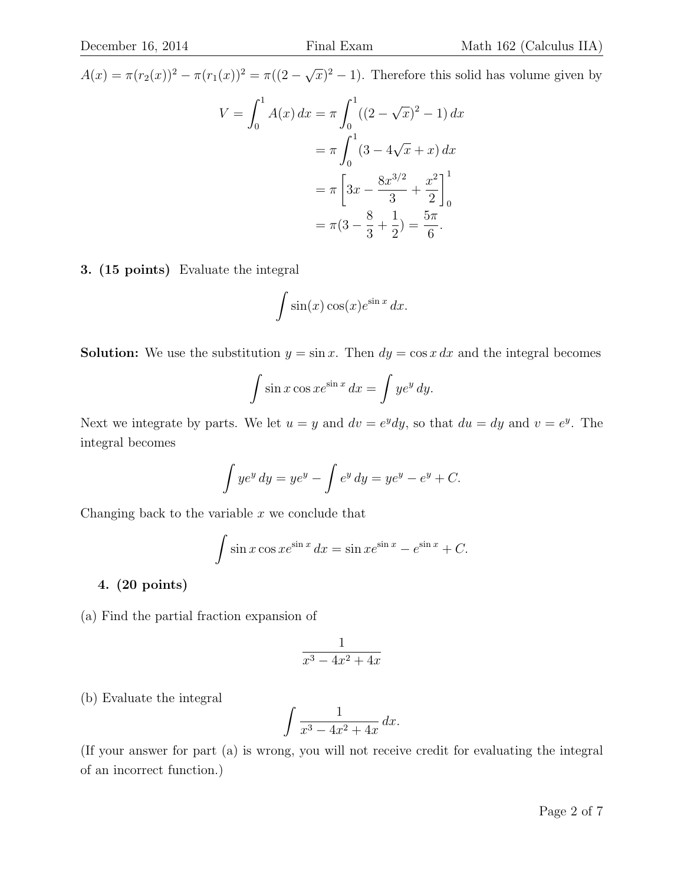$A(x) = \pi(r_2(x))^2 - \pi(r_1(x))^2 = \pi((2-\sqrt{x})^2 - 1)$. Therefore this solid has volume given by

$$
\begin{aligned}
V = \int_0^1 A(x)\,dx &= \pi \int_0^1 ((2-\sqrt{x})^2 - 1)\,dx \\
&= \pi \int_0^1 (3 - 4\sqrt{x} + x)\,dx \\
&= \pi \left[ 3x - \frac{8x^{3/2}}{3} + \frac{x^2}{2} \right]_0^1 \\
&= \pi(3 - \frac{8}{3} + \frac{1}{2}) = \frac{5\pi}{6}.
\end{aligned}
$$

**3. (15 points)** Evaluate the integral

$$\int \sin(x)\cos(x)e^{\sin x}\,dx.$$

**Solution:** We use the substitution $y = \sin x$. Then $dy = \cos x\,dx$ and the integral becomes

$$\int \sin x \cos x e^{\sin x}\,dx = \int ye^y\,dy.$$

Next we integrate by parts. We let $u = y$ and $dv = e^y dy$, so that $du = dy$ and $v = e^y$. The integral becomes

$$\int ye^y\,dy = ye^y - \int e^y\,dy = ye^y - e^y + C.$$

Changing back to the variable $x$ we conclude that

$$\int \sin x \cos x e^{\sin x}\,dx = \sin x e^{\sin x} - e^{\sin x} + C.$$

**4. (20 points)**

(a) Find the partial fraction expansion of

$$\frac{1}{x^3 - 4x^2 + 4x}$$

(b) Evaluate the integral

$$\int \frac{1}{x^3 - 4x^2 + 4x}\,dx.$$

(If your answer for part (a) is wrong, you will not receive credit for evaluating the integral of an incorrect function.)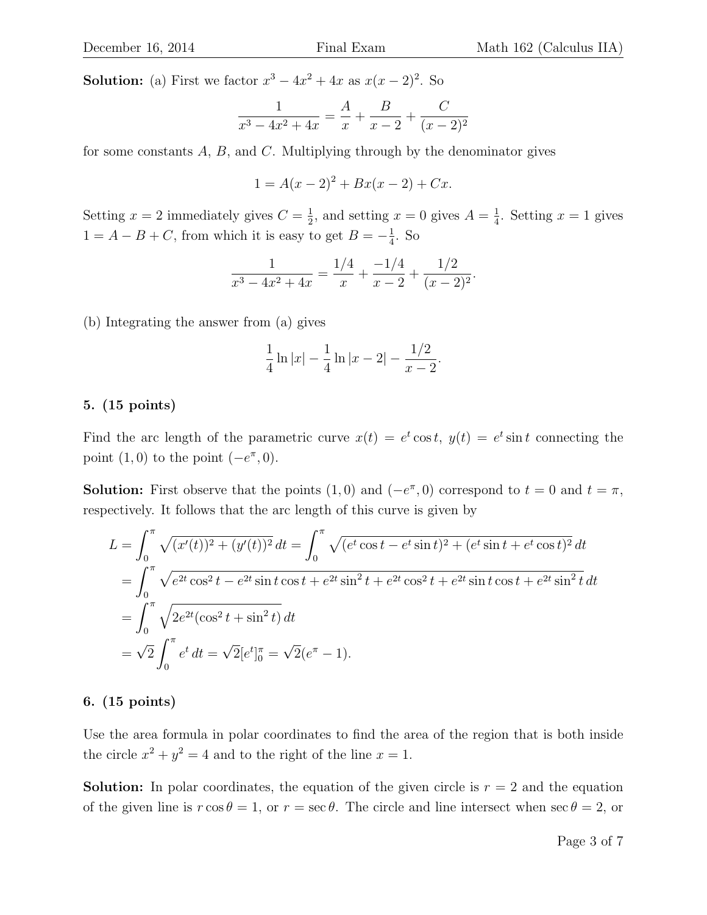**Solution:** (a) First we factor $x^3 - 4x^2 + 4x$ as $x(x-2)^2$. So

$$\frac{1}{x^3 - 4x^2 + 4x} = \frac{A}{x} + \frac{B}{x-2} + \frac{C}{(x-2)^2}$$

for some constants $A$, $B$, and $C$. Multiplying through by the denominator gives

$$1 = A(x-2)^2 + Bx(x-2) + Cx.$$

Setting $x = 2$ immediately gives $C = \frac{1}{2}$, and setting $x = 0$ gives $A = \frac{1}{4}$. Setting $x = 1$ gives $1 = A - B + C$, from which it is easy to get $B = -\frac{1}{4}$. So

$$\frac{1}{x^3 - 4x^2 + 4x} = \frac{1/4}{x} + \frac{-1/4}{x-2} + \frac{1/2}{(x-2)^2}.$$

(b) Integrating the answer from (a) gives

$$\frac{1}{4}\ln|x| - \frac{1}{4}\ln|x-2| - \frac{1/2}{x-2}.$$

**5. (15 points)**

Find the arc length of the parametric curve $x(t) = e^t \cos t$, $y(t) = e^t \sin t$ connecting the point $(1, 0)$ to the point $(-e^\pi, 0)$.

**Solution:** First observe that the points $(1, 0)$ and $(-e^\pi, 0)$ correspond to $t = 0$ and $t = \pi$, respectively. It follows that the arc length of this curve is given by

$$\begin{aligned}
L &= \int_0^\pi \sqrt{(x'(t))^2 + (y'(t))^2}\,dt = \int_0^\pi \sqrt{(e^t\cos t - e^t \sin t)^2 + (e^t \sin t + e^t \cos t)^2}\,dt \\
&= \int_0^\pi \sqrt{e^{2t}\cos^2 t - e^{2t}\sin t\cos t + e^{2t}\sin^2 t + e^{2t}\cos^2 t + e^{2t}\sin t \cos t + e^{2t}\sin^2 t}\,dt \\
&= \int_0^\pi \sqrt{2e^{2t}(\cos^2 t + \sin^2 t)}\,dt \\
&= \sqrt{2}\int_0^\pi e^t\,dt = \sqrt{2}[e^t]_0^\pi = \sqrt{2}(e^\pi - 1).
\end{aligned}$$

**6. (15 points)**

Use the area formula in polar coordinates to find the area of the region that is both inside the circle $x^2 + y^2 = 4$ and to the right of the line $x = 1$.

**Solution:** In polar coordinates, the equation of the given circle is $r = 2$ and the equation of the given line is $r\cos\theta = 1$, or $r = \sec\theta$. The circle and line intersect when $\sec\theta = 2$, or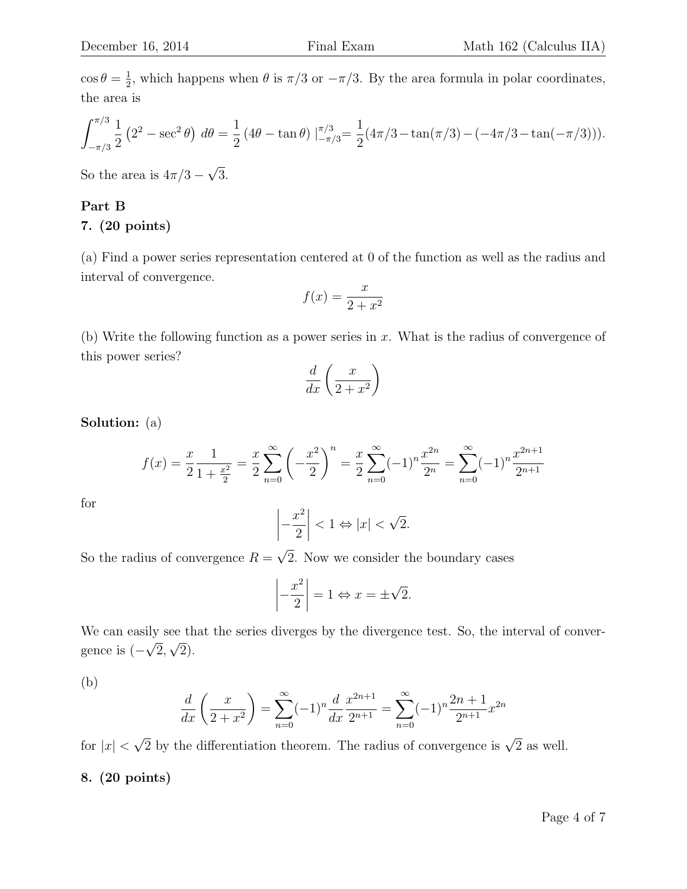$\cos\theta = \frac{1}{2}$, which happens when $\theta$ is $\pi/3$ or $-\pi/3$. By the area formula in polar coordinates, the area is

$$\int_{-\pi/3}^{\pi/3} \frac{1}{2}\left(2^2 - \sec^2\theta\right)\, d\theta = \frac{1}{2}\left(4\theta - \tan\theta\right)\Big|_{-\pi/3}^{\pi/3} = \frac{1}{2}(4\pi/3 - \tan(\pi/3) - (-4\pi/3 - \tan(-\pi/3))).$$

So the area is $4\pi/3 - \sqrt{3}$.

**Part B**

**7. (20 points)**

(a) Find a power series representation centered at 0 of the function as well as the radius and interval of convergence.

$$f(x) = \frac{x}{2+x^2}$$

(b) Write the following function as a power series in $x$. What is the radius of convergence of this power series?

$$\frac{d}{dx}\left(\frac{x}{2+x^2}\right)$$

**Solution:** (a)

$$f(x) = \frac{x}{2}\frac{1}{1+\frac{x^2}{2}} = \frac{x}{2}\sum_{n=0}^{\infty}\left(-\frac{x^2}{2}\right)^n = \frac{x}{2}\sum_{n=0}^{\infty}(-1)^n\frac{x^{2n}}{2^n} = \sum_{n=0}^{\infty}(-1)^n\frac{x^{2n+1}}{2^{n+1}}$$

for

$$\left|-\frac{x^2}{2}\right| < 1 \Leftrightarrow |x| < \sqrt{2}.$$

So the radius of convergence $R = \sqrt{2}$. Now we consider the boundary cases

$$\left|-\frac{x^2}{2}\right| = 1 \Leftrightarrow x = \pm\sqrt{2}.$$

We can easily see that the series diverges by the divergence test. So, the interval of convergence is $(-\sqrt{2}, \sqrt{2})$.

(b)

$$\frac{d}{dx}\left(\frac{x}{2+x^2}\right) = \sum_{n=0}^{\infty}(-1)^n\frac{d}{dx}\frac{x^{2n+1}}{2^{n+1}} = \sum_{n=0}^{\infty}(-1)^n\frac{2n+1}{2^{n+1}}x^{2n}$$

for $|x| < \sqrt{2}$ by the differentiation theorem. The radius of convergence is $\sqrt{2}$ as well.

**8. (20 points)**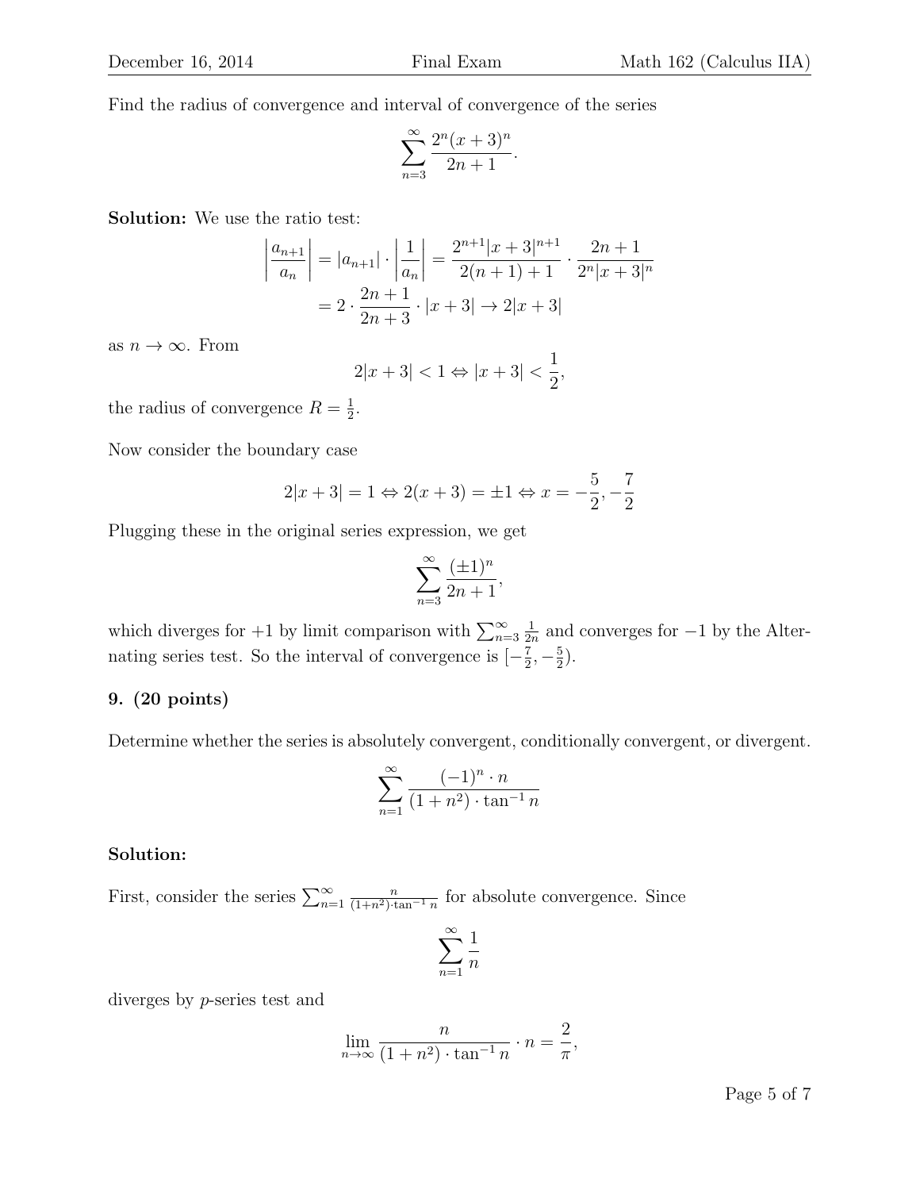Find the radius of convergence and interval of convergence of the series

$$\sum_{n=3}^{\infty} \frac{2^n(x+3)^n}{2n+1}.$$

**Solution:** We use the ratio test:

$$\left|\frac{a_{n+1}}{a_n}\right| = |a_{n+1}| \cdot \left|\frac{1}{a_n}\right| = \frac{2^{n+1}|x+3|^{n+1}}{2(n+1)+1} \cdot \frac{2n+1}{2^n|x+3|^n}$$
$$= 2 \cdot \frac{2n+1}{2n+3} \cdot |x+3| \to 2|x+3|$$

as $n \to \infty$. From

$$2|x+3| < 1 \Leftrightarrow |x+3| < \frac{1}{2},$$

the radius of convergence $R = \frac{1}{2}$.

Now consider the boundary case

$$2|x+3| = 1 \Leftrightarrow 2(x+3) = \pm 1 \Leftrightarrow x = -\frac{5}{2}, -\frac{7}{2}$$

Plugging these in the original series expression, we get

$$\sum_{n=3}^{\infty} \frac{(\pm 1)^n}{2n+1},$$

which diverges for $+1$ by limit comparison with $\sum_{n=3}^{\infty} \frac{1}{2n}$ and converges for $-1$ by the Alternating series test. So the interval of convergence is $[-\frac{7}{2}, -\frac{5}{2})$.

**9. (20 points)**

Determine whether the series is absolutely convergent, conditionally convergent, or divergent.

$$\sum_{n=1}^{\infty} \frac{(-1)^n \cdot n}{(1+n^2) \cdot \tan^{-1} n}$$

**Solution:**

First, consider the series $\sum_{n=1}^{\infty} \frac{n}{(1+n^2)\cdot\tan^{-1} n}$ for absolute convergence. Since

$$\sum_{n=1}^{\infty} \frac{1}{n}$$

diverges by $p$-series test and

$$\lim_{n\to\infty} \frac{n}{(1+n^2)\cdot\tan^{-1} n} \cdot n = \frac{2}{\pi},$$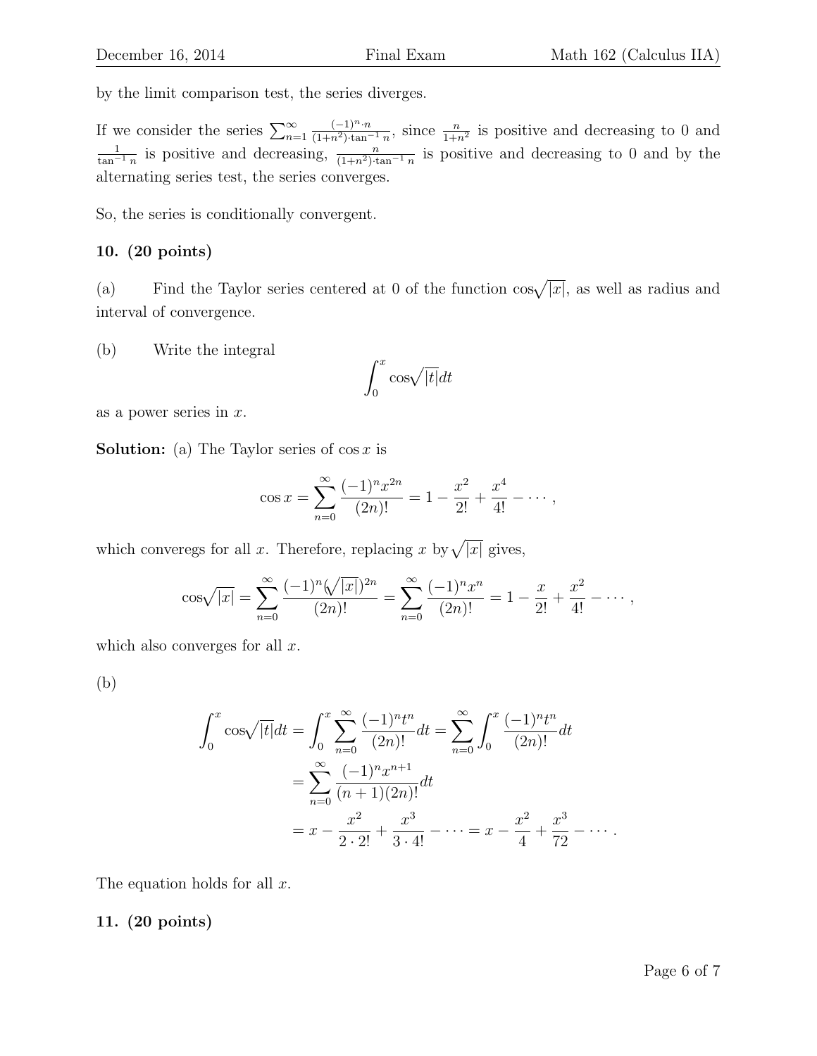by the limit comparison test, the series diverges.

If we consider the series $\sum_{n=1}^{\infty} \frac{(-1)^n \cdot n}{(1+n^2)\cdot \tan^{-1} n}$, since $\frac{n}{1+n^2}$ is positive and decreasing to 0 and $\frac{1}{\tan^{-1} n}$ is positive and decreasing, $\frac{n}{(1+n^2)\cdot \tan^{-1} n}$ is positive and decreasing to 0 and by the alternating series test, the series converges.

So, the series is conditionally convergent.

**10. (20 points)**

(a) Find the Taylor series centered at 0 of the function $\cos\sqrt{|x|}$, as well as radius and interval of convergence.

(b) Write the integral

$$\int_0^x \cos\sqrt{|t|}dt$$

as a power series in $x$.

**Solution:** (a) The Taylor series of $\cos x$ is

$$\cos x = \sum_{n=0}^{\infty} \frac{(-1)^n x^{2n}}{(2n)!} = 1 - \frac{x^2}{2!} + \frac{x^4}{4!} - \cdots,$$

which converegs for all $x$. Therefore, replacing $x$ by $\sqrt{|x|}$ gives,

$$\cos\sqrt{|x|} = \sum_{n=0}^{\infty} \frac{(-1)^n (\sqrt{|x|})^{2n}}{(2n)!} = \sum_{n=0}^{\infty} \frac{(-1)^n x^n}{(2n)!} = 1 - \frac{x}{2!} + \frac{x^2}{4!} - \cdots,$$

which also converges for all $x$.

(b)

$$\begin{aligned}
\int_0^x \cos\sqrt{|t|}dt &= \int_0^x \sum_{n=0}^{\infty} \frac{(-1)^n t^n}{(2n)!} dt = \sum_{n=0}^{\infty} \int_0^x \frac{(-1)^n t^n}{(2n)!} dt \\
&= \sum_{n=0}^{\infty} \frac{(-1)^n x^{n+1}}{(n+1)(2n)!} dt \\
&= x - \frac{x^2}{2 \cdot 2!} + \frac{x^3}{3 \cdot 4!} - \cdots = x - \frac{x^2}{4} + \frac{x^3}{72} - \cdots.
\end{aligned}$$

The equation holds for all $x$.

**11. (20 points)**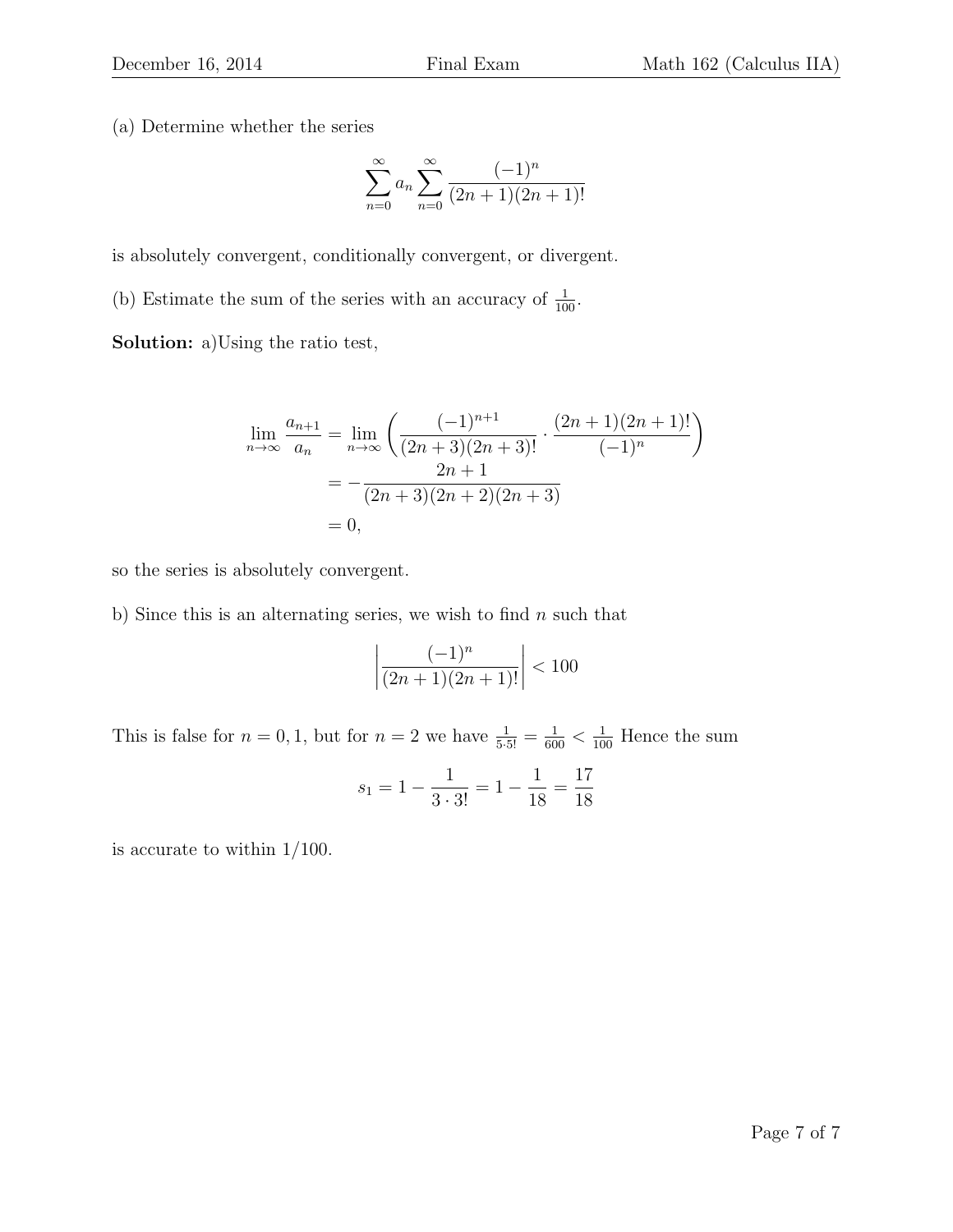(a) Determine whether the series

$$\sum_{n=0}^{\infty} a_n \sum_{n=0}^{\infty} \frac{(-1)^n}{(2n+1)(2n+1)!}$$

is absolutely convergent, conditionally convergent, or divergent.

(b) Estimate the sum of the series with an accuracy of $\frac{1}{100}$.

**Solution:** a)Using the ratio test,

$$\begin{aligned}
\lim_{n\to\infty} \frac{a_{n+1}}{a_n} &= \lim_{n\to\infty} \left( \frac{(-1)^{n+1}}{(2n+3)(2n+3)!} \cdot \frac{(2n+1)(2n+1)!}{(-1)^n} \right) \\
&= -\frac{2n+1}{(2n+3)(2n+2)(2n+3)} \\
&= 0,
\end{aligned}$$

so the series is absolutely convergent.

b) Since this is an alternating series, we wish to find $n$ such that

$$\left| \frac{(-1)^n}{(2n+1)(2n+1)!} \right| < 100$$

This is false for $n = 0, 1$, but for $n = 2$ we have $\frac{1}{5 \cdot 5!} = \frac{1}{600} < \frac{1}{100}$ Hence the sum

$$s_1 = 1 - \frac{1}{3 \cdot 3!} = 1 - \frac{1}{18} = \frac{17}{18}$$

is accurate to within 1/100.